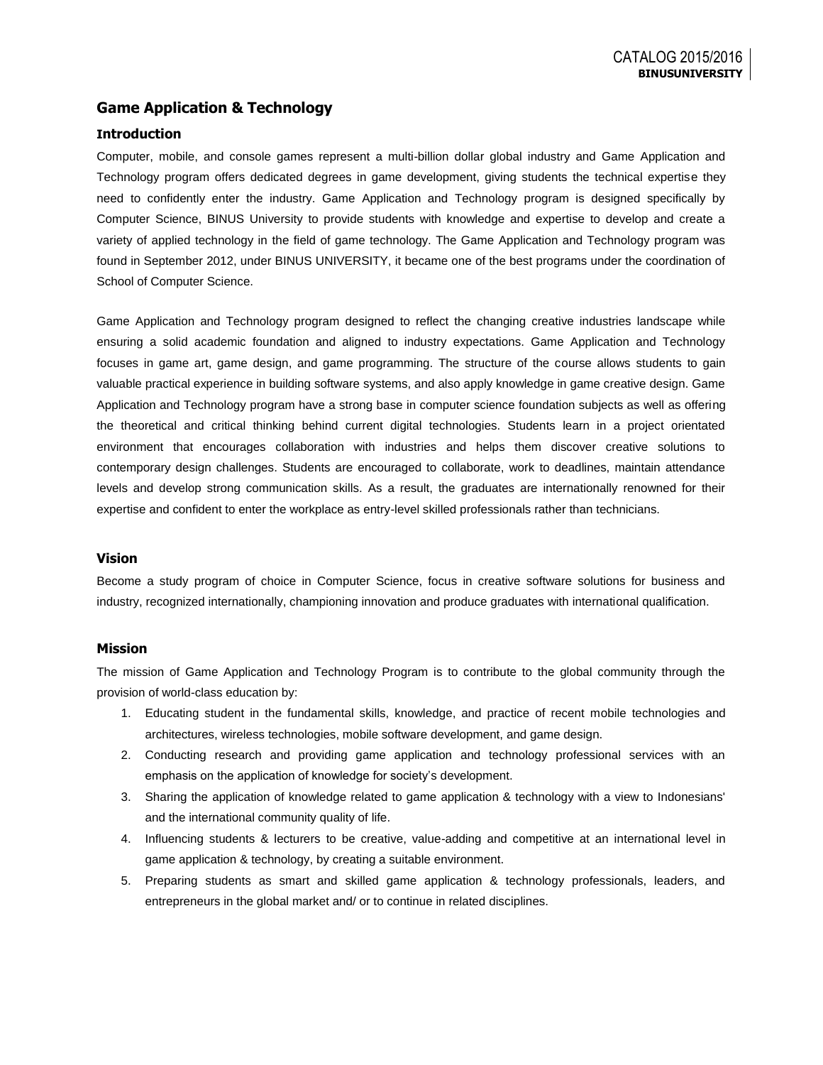## Game Application & Technology

### Introduction

Computer, mobile, and console games represent a multi-billion dollar global industry and Game Application and Technology program offers dedicated degrees in game development, giving students the technical expertise they need to confidently enter the industry. Game Application and Technology program is designed specifically by Computer Science, BINUS University to provide students with knowledge and expertise to develop and create a variety of applied technology in the field of game technology. The Game Application and Technology program was found in September 2012, under BINUS UNIVERSITY, it became one of the best programs under the coordination of School of Computer Science.

Game Application and Technology program designed to reflect the changing creative industries landscape while ensuring a solid academic foundation and aligned to industry expectations. Game Application and Technology focuses in game art, game design, and game programming. The structure of the course allows students to gain valuable practical experience in building software systems, and also apply knowledge in game creative design. Game Application and Technology program have a strong base in computer science foundation subjects as well as offering the theoretical and critical thinking behind current digital technologies. Students learn in a project orientated environment that encourages collaboration with industries and helps them discover creative solutions to contemporary design challenges. Students are encouraged to collaborate, work to deadlines, maintain attendance levels and develop strong communication skills. As a result, the graduates are internationally renowned for their expertise and confident to enter the workplace as entry-level skilled professionals rather than technicians.

### Vision

Become a study program of choice in Computer Science, focus in creative software solutions for business and industry, recognized internationally, championing innovation and produce graduates with international qualification.

### Mission

The mission of Game Application and Technology Program is to contribute to the global community through the provision of world-class education by:

1. Educating student in the fundamental skills, knowledge, and practice of recent mobile technologies and architectures, wireless technologies, mobile software development, and game design.
2. Conducting research and providing game application and technology professional services with an emphasis on the application of knowledge for society's development.
3. Sharing the application of knowledge related to game application & technology with a view to Indonesians' and the international community quality of life.
4. Influencing students & lecturers to be creative, value-adding and competitive at an international level in game application & technology, by creating a suitable environment.
5. Preparing students as smart and skilled game application & technology professionals, leaders, and entrepreneurs in the global market and/ or to continue in related disciplines.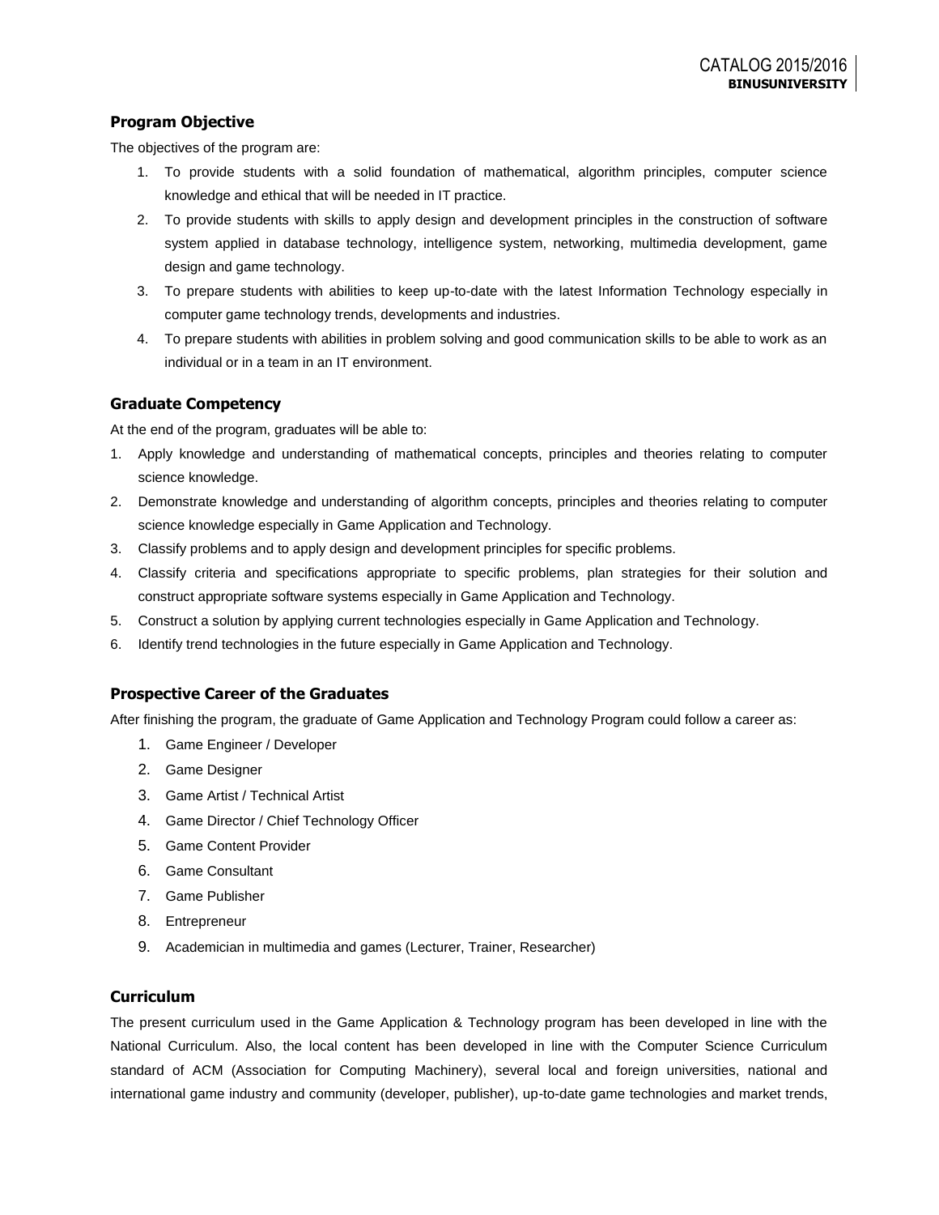### Program Objective

The objectives of the program are:

1. To provide students with a solid foundation of mathematical, algorithm principles, computer science knowledge and ethical that will be needed in IT practice.
2. To provide students with skills to apply design and development principles in the construction of software system applied in database technology, intelligence system, networking, multimedia development, game design and game technology.
3. To prepare students with abilities to keep up-to-date with the latest Information Technology especially in computer game technology trends, developments and industries.
4. To prepare students with abilities in problem solving and good communication skills to be able to work as an individual or in a team in an IT environment.

### Graduate Competency

At the end of the program, graduates will be able to:

1. Apply knowledge and understanding of mathematical concepts, principles and theories relating to computer science knowledge.
2. Demonstrate knowledge and understanding of algorithm concepts, principles and theories relating to computer science knowledge especially in Game Application and Technology.
3. Classify problems and to apply design and development principles for specific problems.
4. Classify criteria and specifications appropriate to specific problems, plan strategies for their solution and construct appropriate software systems especially in Game Application and Technology.
5. Construct a solution by applying current technologies especially in Game Application and Technology.
6. Identify trend technologies in the future especially in Game Application and Technology.

### Prospective Career of the Graduates

After finishing the program, the graduate of Game Application and Technology Program could follow a career as:

1. Game Engineer / Developer
2. Game Designer
3. Game Artist / Technical Artist
4. Game Director / Chief Technology Officer
5. Game Content Provider
6. Game Consultant
7. Game Publisher
8. Entrepreneur
9. Academician in multimedia and games (Lecturer, Trainer, Researcher)

### Curriculum

The present curriculum used in the Game Application & Technology program has been developed in line with the National Curriculum. Also, the local content has been developed in line with the Computer Science Curriculum standard of ACM (Association for Computing Machinery), several local and foreign universities, national and international game industry and community (developer, publisher), up-to-date game technologies and market trends,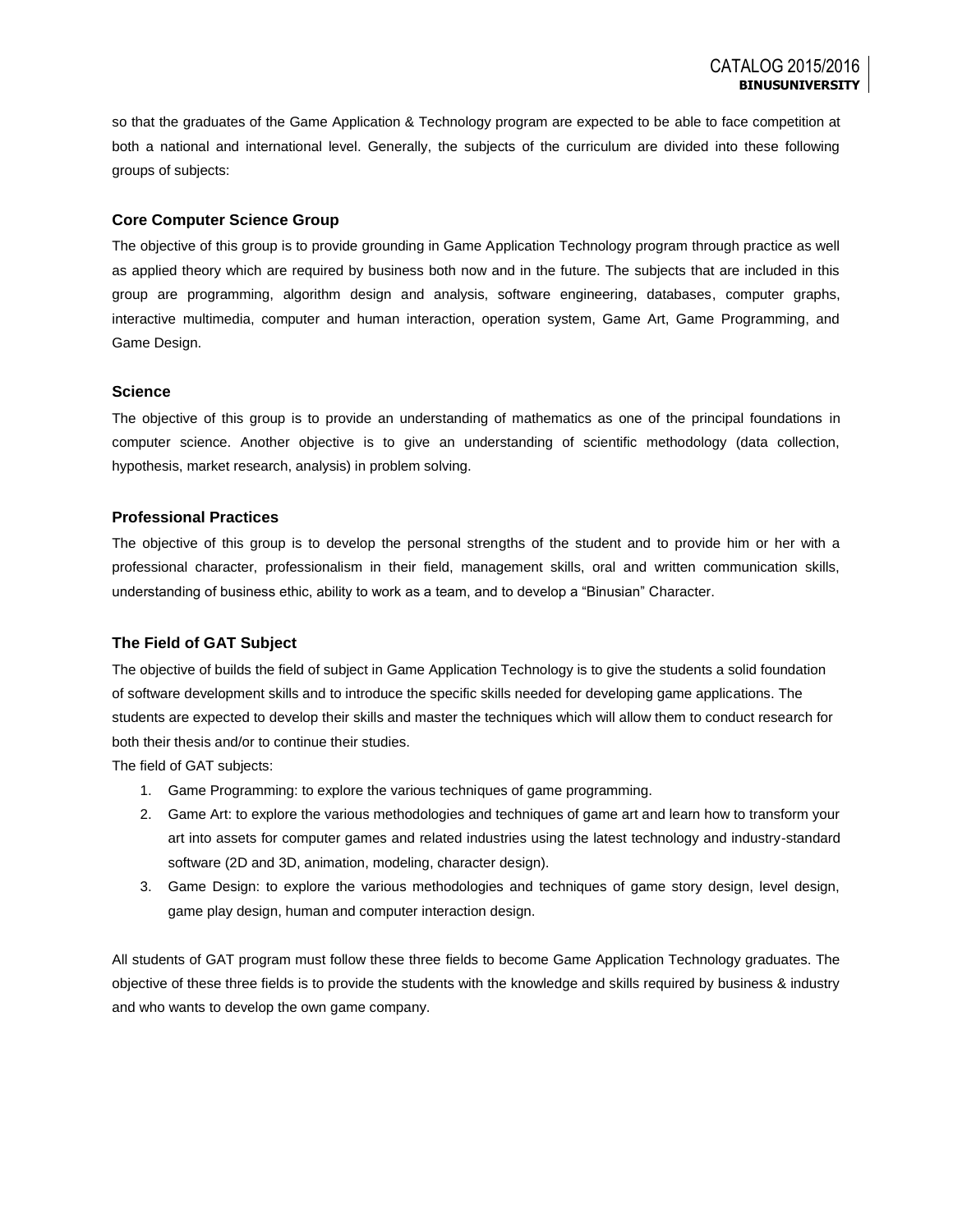so that the graduates of the Game Application & Technology program are expected to be able to face competition at both a national and international level. Generally, the subjects of the curriculum are divided into these following groups of subjects:

### Core Computer Science Group

The objective of this group is to provide grounding in Game Application Technology program through practice as well as applied theory which are required by business both now and in the future. The subjects that are included in this group are programming, algorithm design and analysis, software engineering, databases, computer graphs, interactive multimedia, computer and human interaction, operation system, Game Art, Game Programming, and Game Design.

### Science

The objective of this group is to provide an understanding of mathematics as one of the principal foundations in computer science. Another objective is to give an understanding of scientific methodology (data collection, hypothesis, market research, analysis) in problem solving.

### Professional Practices

The objective of this group is to develop the personal strengths of the student and to provide him or her with a professional character, professionalism in their field, management skills, oral and written communication skills, understanding of business ethic, ability to work as a team, and to develop a "Binusian" Character.

### The Field of GAT Subject

The objective of builds the field of subject in Game Application Technology is to give the students a solid foundation of software development skills and to introduce the specific skills needed for developing game applications. The students are expected to develop their skills and master the techniques which will allow them to conduct research for both their thesis and/or to continue their studies.

The field of GAT subjects:

1. Game Programming: to explore the various techniques of game programming.
2. Game Art: to explore the various methodologies and techniques of game art and learn how to transform your art into assets for computer games and related industries using the latest technology and industry-standard software (2D and 3D, animation, modeling, character design).
3. Game Design: to explore the various methodologies and techniques of game story design, level design, game play design, human and computer interaction design.

All students of GAT program must follow these three fields to become Game Application Technology graduates. The objective of these three fields is to provide the students with the knowledge and skills required by business & industry and who wants to develop the own game company.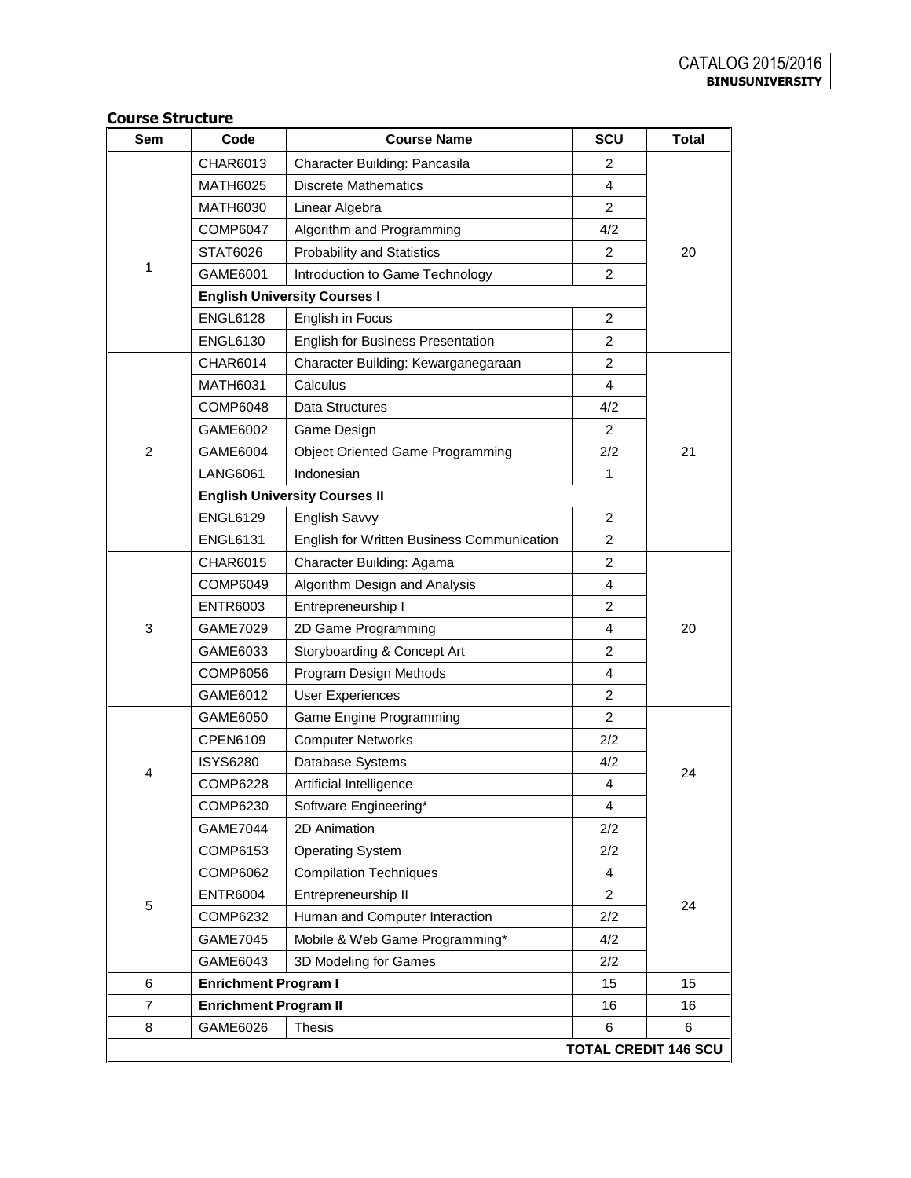### Course Structure

| Sem | Code | Course Name | SCU | Total |
|---|---|---|---|---|
| 1 | CHAR6013 | Character Building: Pancasila | 2 | 20 |
| | MATH6025 | Discrete Mathematics | 4 | |
| | MATH6030 | Linear Algebra | 2 | |
| | COMP6047 | Algorithm and Programming | 4/2 | |
| | STAT6026 | Probability and Statistics | 2 | |
| | GAME6001 | Introduction to Game Technology | 2 | |
| | **English University Courses I** | | | |
| | ENGL6128 | English in Focus | 2 | |
| | ENGL6130 | English for Business Presentation | 2 | |
| 2 | CHAR6014 | Character Building: Kewarganegaraan | 2 | 21 |
| | MATH6031 | Calculus | 4 | |
| | COMP6048 | Data Structures | 4/2 | |
| | GAME6002 | Game Design | 2 | |
| | GAME6004 | Object Oriented Game Programming | 2/2 | |
| | LANG6061 | Indonesian | 1 | |
| | **English University Courses II** | | | |
| | ENGL6129 | English Savvy | 2 | |
| | ENGL6131 | English for Written Business Communication | 2 | |
| 3 | CHAR6015 | Character Building: Agama | 2 | 20 |
| | COMP6049 | Algorithm Design and Analysis | 4 | |
| | ENTR6003 | Entrepreneurship I | 2 | |
| | GAME7029 | 2D Game Programming | 4 | |
| | GAME6033 | Storyboarding & Concept Art | 2 | |
| | COMP6056 | Program Design Methods | 4 | |
| | GAME6012 | User Experiences | 2 | |
| 4 | GAME6050 | Game Engine Programming | 2 | 24 |
| | CPEN6109 | Computer Networks | 2/2 | |
| | ISYS6280 | Database Systems | 4/2 | |
| | COMP6228 | Artificial Intelligence | 4 | |
| | COMP6230 | Software Engineering* | 4 | |
| | GAME7044 | 2D Animation | 2/2 | |
| 5 | COMP6153 | Operating System | 2/2 | 24 |
| | COMP6062 | Compilation Techniques | 4 | |
| | ENTR6004 | Entrepreneurship II | 2 | |
| | COMP6232 | Human and Computer Interaction | 2/2 | |
| | GAME7045 | Mobile & Web Game Programming* | 4/2 | |
| | GAME6043 | 3D Modeling for Games | 2/2 | |
| 6 | **Enrichment Program I** | | 15 | 15 |
| 7 | **Enrichment Program II** | | 16 | 16 |
| 8 | GAME6026 | Thesis | 6 | 6 |
| | | | | **TOTAL CREDIT 146 SCU** |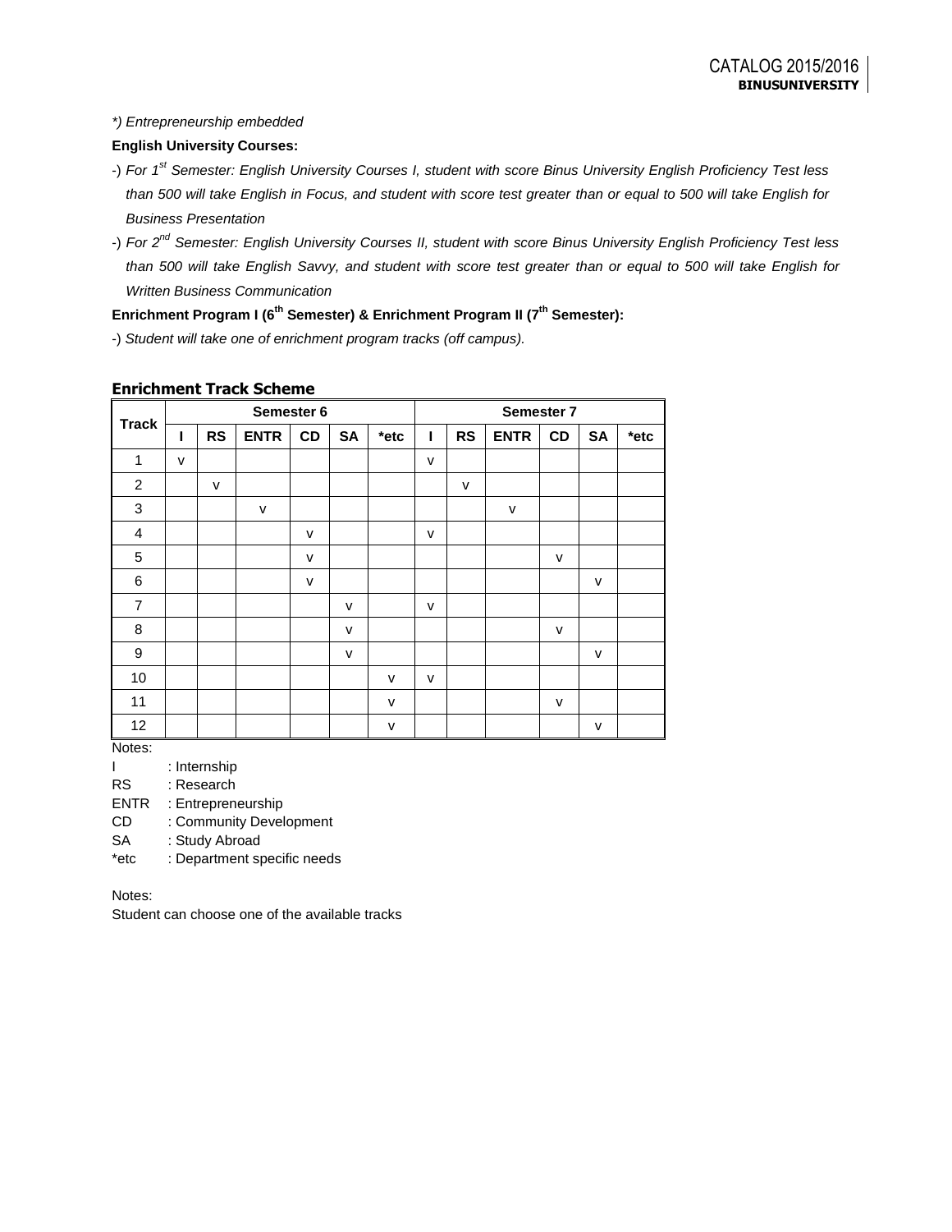*) Entrepreneurship embedded

**English University Courses:**

-) *For 1st Semester: English University Courses I, student with score Binus University English Proficiency Test less than 500 will take English in Focus, and student with score test greater than or equal to 500 will take English for Business Presentation*

-) *For 2nd Semester: English University Courses II, student with score Binus University English Proficiency Test less than 500 will take English Savvy, and student with score test greater than or equal to 500 will take English for Written Business Communication*

**Enrichment Program I (6th Semester) & Enrichment Program II (7th Semester):**

-) *Student will take one of enrichment program tracks (off campus).*

## Enrichment Track Scheme

| Track | Semester 6 | | | | | | Semester 7 | | | | | |
|---|---|---|---|---|---|---|---|---|---|---|---|---|
| | I | RS | ENTR | CD | SA | *etc | I | RS | ENTR | CD | SA | *etc |
| 1 | v | | | | | | v | | | | | |
| 2 | | v | | | | | | v | | | | |
| 3 | | | v | | | | | | v | | | |
| 4 | | | | v | | | v | | | | | |
| 5 | | | | v | | | | | | v | | |
| 6 | | | | v | | | | | | | v | |
| 7 | | | | | v | | v | | | | | |
| 8 | | | | | v | | | | | v | | |
| 9 | | | | | v | | | | | | v | |
| 10 | | | | | | v | v | | | | | |
| 11 | | | | | | v | | | | v | | |
| 12 | | | | | | v | | | | | v | |

Notes:

I : Internship
RS : Research
ENTR : Entrepreneurship
CD : Community Development
SA : Study Abroad
*etc : Department specific needs

Notes:

Student can choose one of the available tracks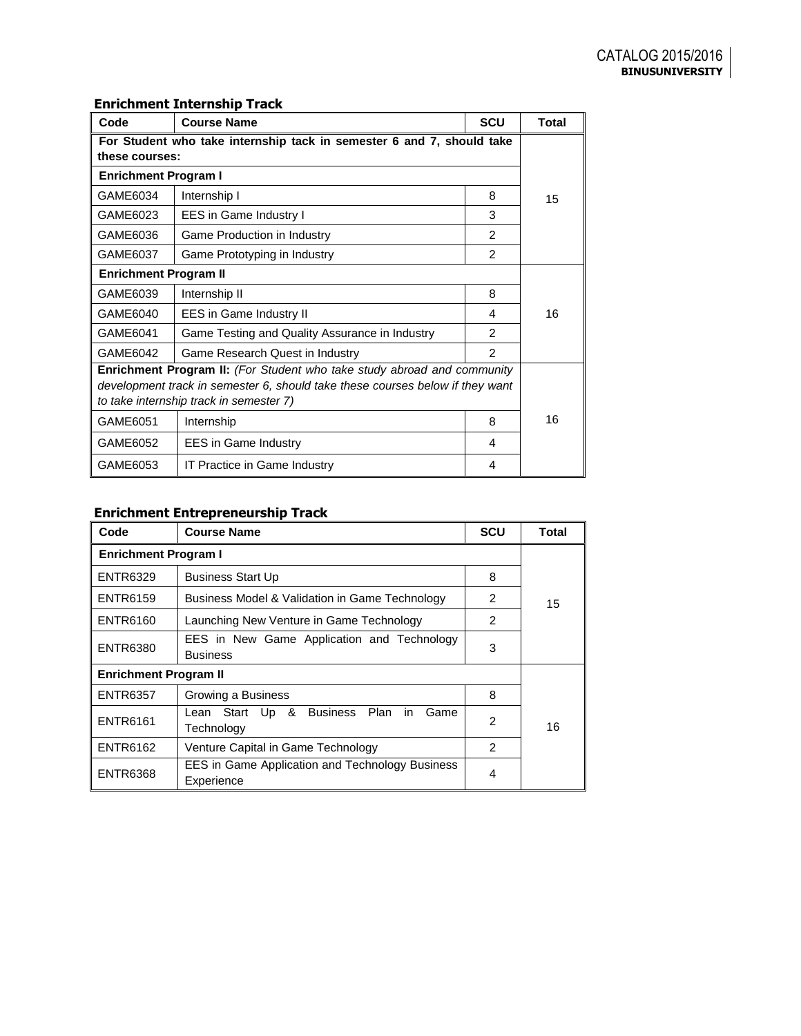### Enrichment Internship Track

| Code | Course Name | SCU | Total |
|---|---|---|---|
| **For Student who take internship tack in semester 6 and 7, should take these courses:** | | | |
| **Enrichment Program I** | | | 15 |
| GAME6034 | Internship I | 8 | |
| GAME6023 | EES in Game Industry I | 3 | |
| GAME6036 | Game Production in Industry | 2 | |
| GAME6037 | Game Prototyping in Industry | 2 | |
| **Enrichment Program II** | | | 16 |
| GAME6039 | Internship II | 8 | |
| GAME6040 | EES in Game Industry II | 4 | |
| GAME6041 | Game Testing and Quality Assurance in Industry | 2 | |
| GAME6042 | Game Research Quest in Industry | 2 | |
| **Enrichment Program II:** *(For Student who take study abroad and community development track in semester 6, should take these courses below if they want to take internship track in semester 7)* | | | 16 |
| GAME6051 | Internship | 8 | |
| GAME6052 | EES in Game Industry | 4 | |
| GAME6053 | IT Practice in Game Industry | 4 | |

### Enrichment Entrepreneurship Track

| Code | Course Name | SCU | Total |
|---|---|---|---|
| **Enrichment Program I** | | | 15 |
| ENTR6329 | Business Start Up | 8 | |
| ENTR6159 | Business Model & Validation in Game Technology | 2 | |
| ENTR6160 | Launching New Venture in Game Technology | 2 | |
| ENTR6380 | EES in New Game Application and Technology Business | 3 | |
| **Enrichment Program II** | | | 16 |
| ENTR6357 | Growing a Business | 8 | |
| ENTR6161 | Lean Start Up & Business Plan in Game Technology | 2 | |
| ENTR6162 | Venture Capital in Game Technology | 2 | |
| ENTR6368 | EES in Game Application and Technology Business Experience | 4 | |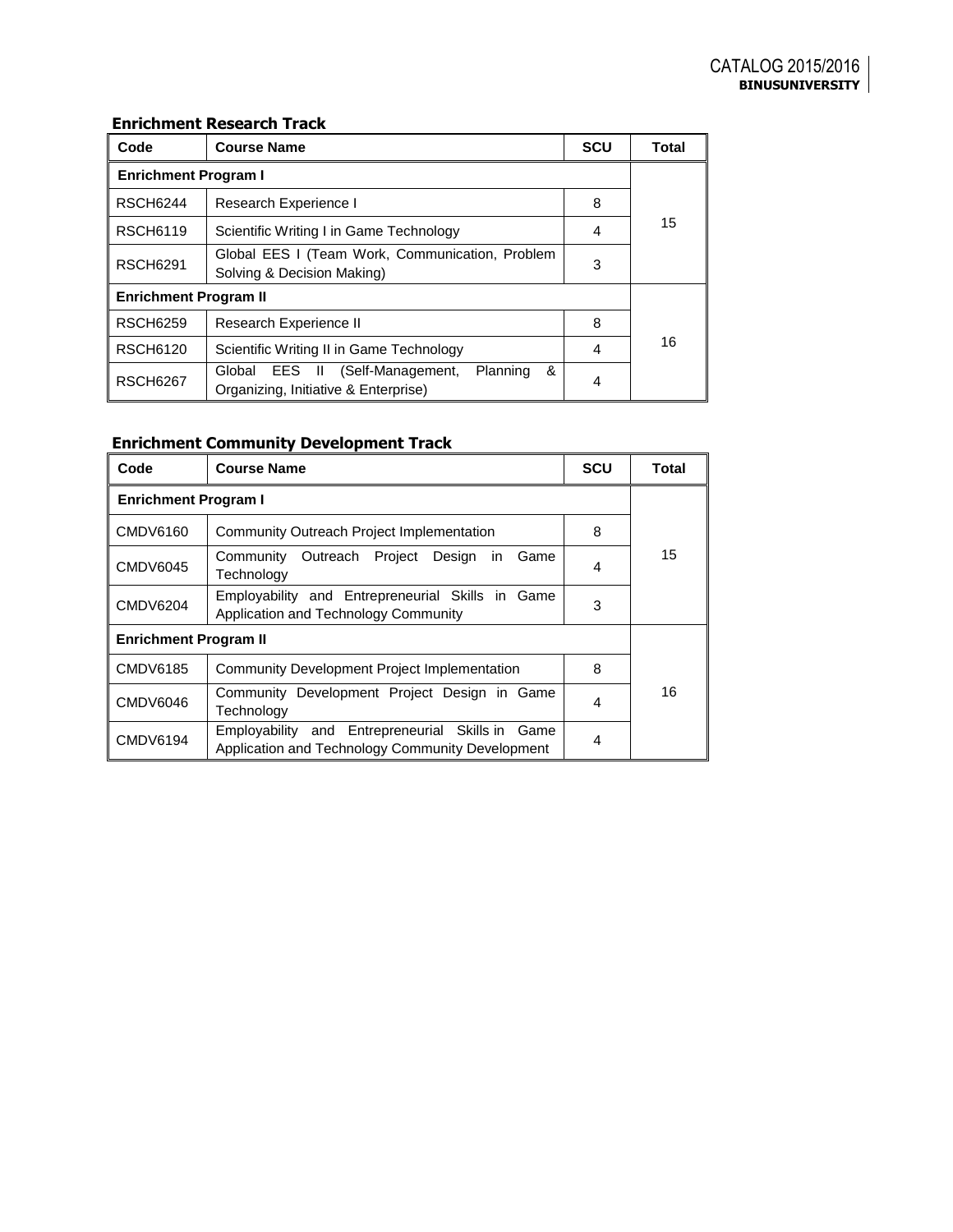### Enrichment Research Track

| Code | Course Name | SCU | Total |
|---|---|---|---|
| **Enrichment Program I** | | | 15 |
| RSCH6244 | Research Experience I | 8 | |
| RSCH6119 | Scientific Writing I in Game Technology | 4 | |
| RSCH6291 | Global EES I (Team Work, Communication, Problem Solving & Decision Making) | 3 | |
| **Enrichment Program II** | | | 16 |
| RSCH6259 | Research Experience II | 8 | |
| RSCH6120 | Scientific Writing II in Game Technology | 4 | |
| RSCH6267 | Global EES II (Self-Management, Planning & Organizing, Initiative & Enterprise) | 4 | |

### Enrichment Community Development Track

| Code | Course Name | SCU | Total |
|---|---|---|---|
| **Enrichment Program I** | | | 15 |
| CMDV6160 | Community Outreach Project Implementation | 8 | |
| CMDV6045 | Community Outreach Project Design in Game Technology | 4 | |
| CMDV6204 | Employability and Entrepreneurial Skills in Game Application and Technology Community | 3 | |
| **Enrichment Program II** | | | 16 |
| CMDV6185 | Community Development Project Implementation | 8 | |
| CMDV6046 | Community Development Project Design in Game Technology | 4 | |
| CMDV6194 | Employability and Entrepreneurial Skills in Game Application and Technology Community Development | 4 | |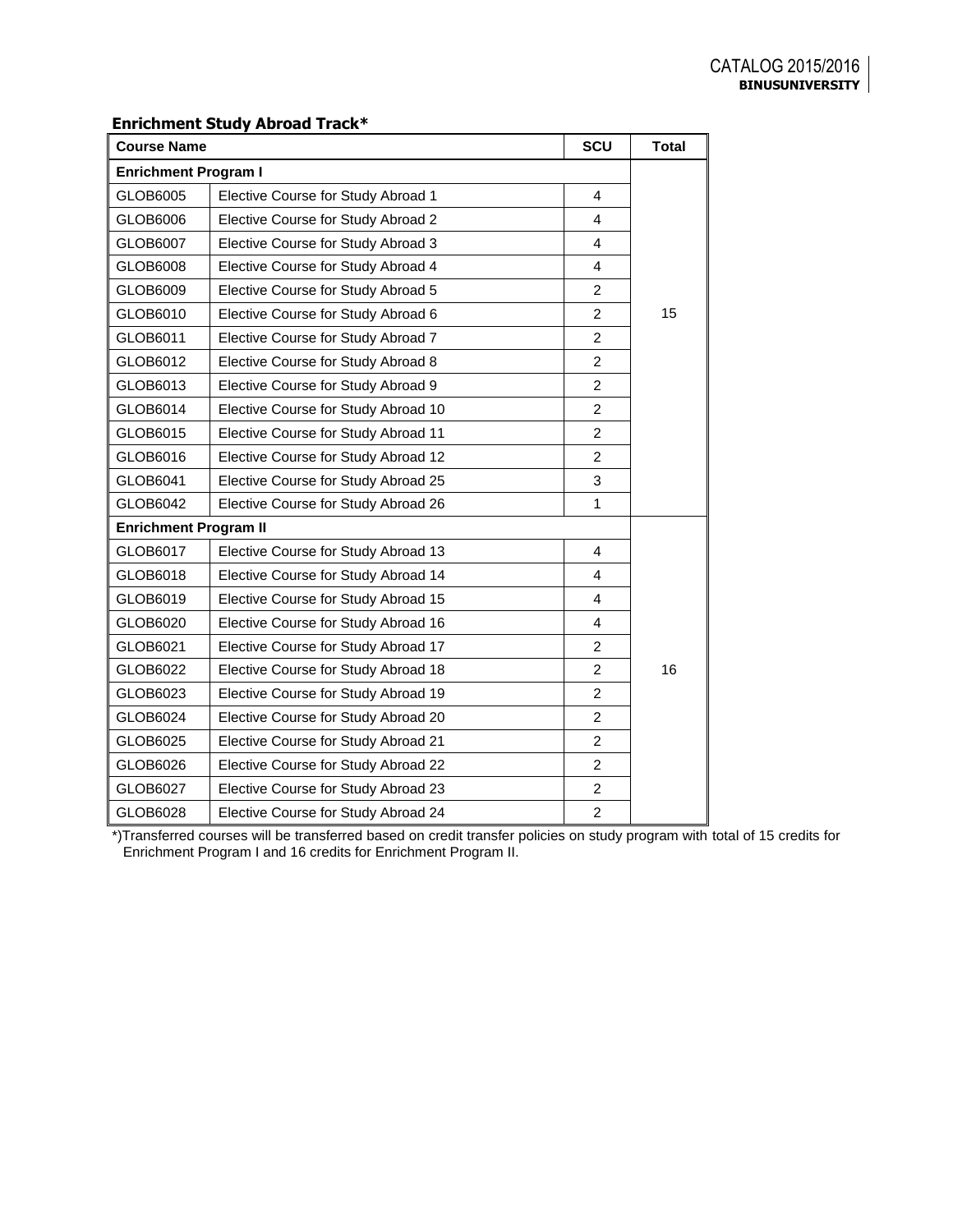### Enrichment Study Abroad Track*

| Course Name | | SCU | Total |
|---|---|---|---|
| **Enrichment Program I** | | | 15 |
| GLOB6005 | Elective Course for Study Abroad 1 | 4 | |
| GLOB6006 | Elective Course for Study Abroad 2 | 4 | |
| GLOB6007 | Elective Course for Study Abroad 3 | 4 | |
| GLOB6008 | Elective Course for Study Abroad 4 | 4 | |
| GLOB6009 | Elective Course for Study Abroad 5 | 2 | |
| GLOB6010 | Elective Course for Study Abroad 6 | 2 | |
| GLOB6011 | Elective Course for Study Abroad 7 | 2 | |
| GLOB6012 | Elective Course for Study Abroad 8 | 2 | |
| GLOB6013 | Elective Course for Study Abroad 9 | 2 | |
| GLOB6014 | Elective Course for Study Abroad 10 | 2 | |
| GLOB6015 | Elective Course for Study Abroad 11 | 2 | |
| GLOB6016 | Elective Course for Study Abroad 12 | 2 | |
| GLOB6041 | Elective Course for Study Abroad 25 | 3 | |
| GLOB6042 | Elective Course for Study Abroad 26 | 1 | |
| **Enrichment Program II** | | | 16 |
| GLOB6017 | Elective Course for Study Abroad 13 | 4 | |
| GLOB6018 | Elective Course for Study Abroad 14 | 4 | |
| GLOB6019 | Elective Course for Study Abroad 15 | 4 | |
| GLOB6020 | Elective Course for Study Abroad 16 | 4 | |
| GLOB6021 | Elective Course for Study Abroad 17 | 2 | |
| GLOB6022 | Elective Course for Study Abroad 18 | 2 | |
| GLOB6023 | Elective Course for Study Abroad 19 | 2 | |
| GLOB6024 | Elective Course for Study Abroad 20 | 2 | |
| GLOB6025 | Elective Course for Study Abroad 21 | 2 | |
| GLOB6026 | Elective Course for Study Abroad 22 | 2 | |
| GLOB6027 | Elective Course for Study Abroad 23 | 2 | |
| GLOB6028 | Elective Course for Study Abroad 24 | 2 | |

*)Transferred courses will be transferred based on credit transfer policies on study program with total of 15 credits for Enrichment Program I and 16 credits for Enrichment Program II.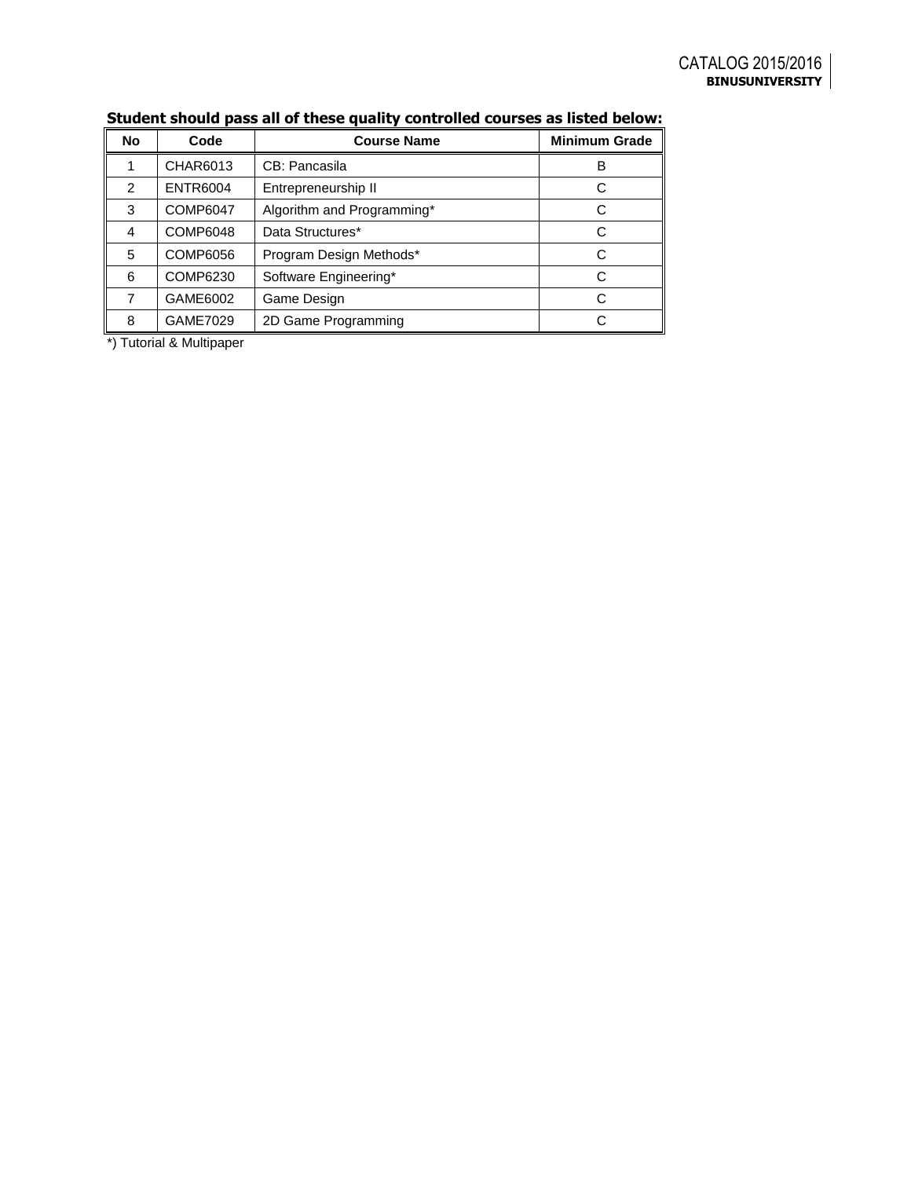**Student should pass all of these quality controlled courses as listed below:**

| No | Code | Course Name | Minimum Grade |
|---|---|---|---|
| 1 | CHAR6013 | CB: Pancasila | B |
| 2 | ENTR6004 | Entrepreneurship II | C |
| 3 | COMP6047 | Algorithm and Programming* | C |
| 4 | COMP6048 | Data Structures* | C |
| 5 | COMP6056 | Program Design Methods* | C |
| 6 | COMP6230 | Software Engineering* | C |
| 7 | GAME6002 | Game Design | C |
| 8 | GAME7029 | 2D Game Programming | C |

*) Tutorial & Multipaper